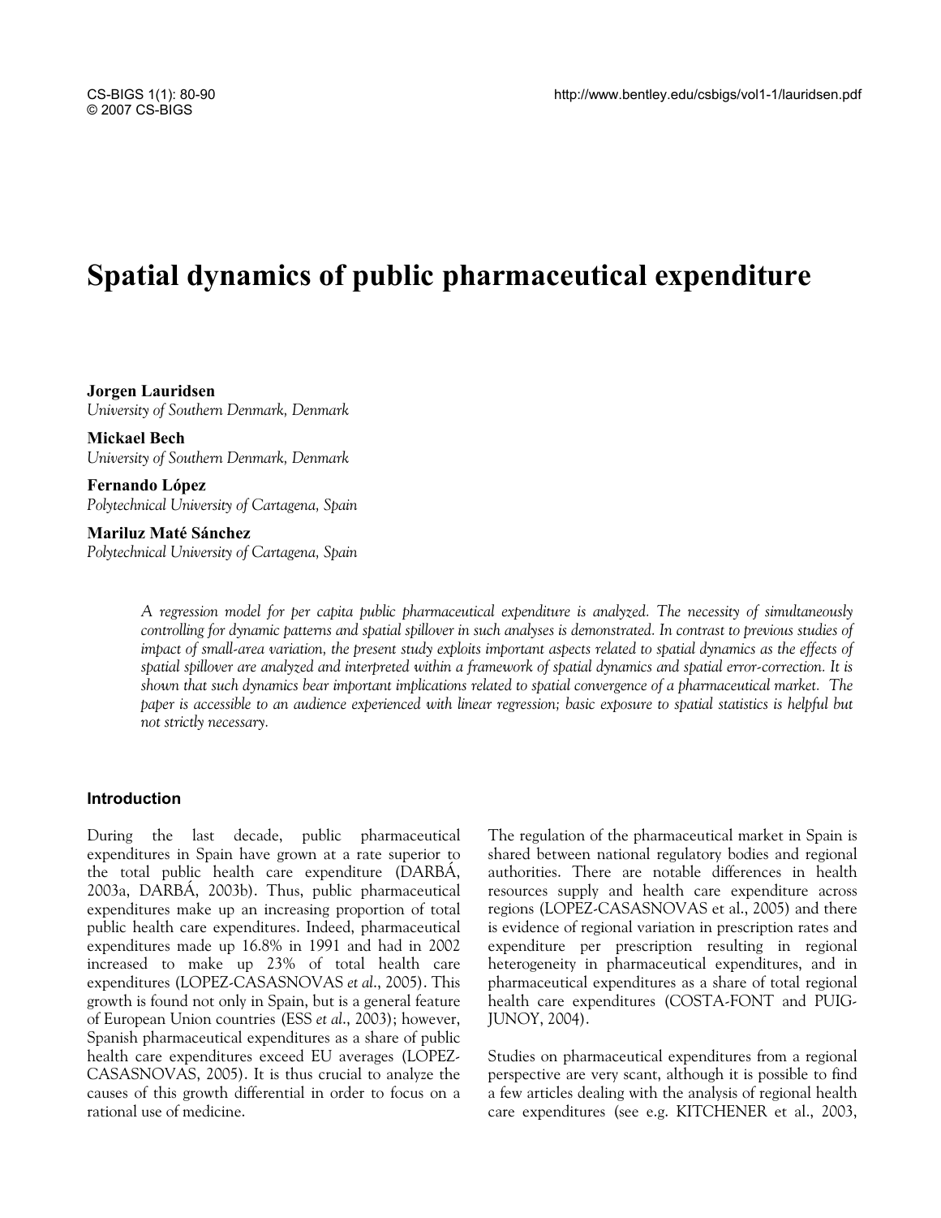# Spatial dynamics of public pharmaceutical expenditure

**Jorgen Lauridsen**
*University of Southern Denmark, Denmark*

**Mickael Bech**
*University of Southern Denmark, Denmark*

**Fernando López**
*Polytechnical University of Cartagena, Spain*

**Mariluz Maté Sánchez**
*Polytechnical University of Cartagena, Spain*

*A regression model for per capita public pharmaceutical expenditure is analyzed. The necessity of simultaneously controlling for dynamic patterns and spatial spillover in such analyses is demonstrated. In contrast to previous studies of impact of small-area variation, the present study exploits important aspects related to spatial dynamics as the effects of spatial spillover are analyzed and interpreted within a framework of spatial dynamics and spatial error-correction. It is shown that such dynamics bear important implications related to spatial convergence of a pharmaceutical market. The paper is accessible to an audience experienced with linear regression; basic exposure to spatial statistics is helpful but not strictly necessary.*

## Introduction

During the last decade, public pharmaceutical expenditures in Spain have grown at a rate superior to the total public health care expenditure (DARBÁ, 2003a, DARBÁ, 2003b). Thus, public pharmaceutical expenditures make up an increasing proportion of total public health care expenditures. Indeed, pharmaceutical expenditures made up 16.8% in 1991 and had in 2002 increased to make up 23% of total health care expenditures (LOPEZ-CASASNOVAS *et al*., 2005). This growth is found not only in Spain, but is a general feature of European Union countries (ESS *et al*., 2003); however, Spanish pharmaceutical expenditures as a share of public health care expenditures exceed EU averages (LOPEZ-CASASNOVAS, 2005). It is thus crucial to analyze the causes of this growth differential in order to focus on a rational use of medicine.

The regulation of the pharmaceutical market in Spain is shared between national regulatory bodies and regional authorities. There are notable differences in health resources supply and health care expenditure across regions (LOPEZ-CASASNOVAS et al., 2005) and there is evidence of regional variation in prescription rates and expenditure per prescription resulting in regional heterogeneity in pharmaceutical expenditures, and in pharmaceutical expenditures as a share of total regional health care expenditures (COSTA-FONT and PUIG-JUNOY, 2004).

Studies on pharmaceutical expenditures from a regional perspective are very scant, although it is possible to find a few articles dealing with the analysis of regional health care expenditures (see e.g. KITCHENER et al., 2003,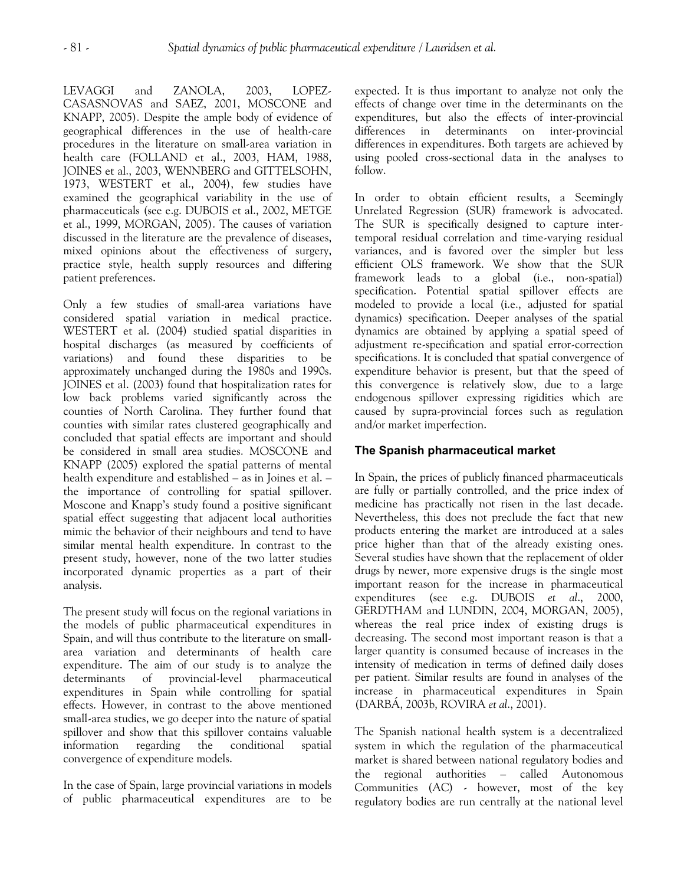LEVAGGI and ZANOLA, 2003, LOPEZ-CASASNOVAS and SAEZ, 2001, MOSCONE and KNAPP, 2005). Despite the ample body of evidence of geographical differences in the use of health-care procedures in the literature on small-area variation in health care (FOLLAND et al., 2003, HAM, 1988, JOINES et al., 2003, WENNBERG and GITTELSOHN, 1973, WESTERT et al., 2004), few studies have examined the geographical variability in the use of pharmaceuticals (see e.g. DUBOIS et al., 2002, METGE et al., 1999, MORGAN, 2005). The causes of variation discussed in the literature are the prevalence of diseases, mixed opinions about the effectiveness of surgery, practice style, health supply resources and differing patient preferences.

Only a few studies of small-area variations have considered spatial variation in medical practice. WESTERT et al. (2004) studied spatial disparities in hospital discharges (as measured by coefficients of variations) and found these disparities to be approximately unchanged during the 1980s and 1990s. JOINES et al. (2003) found that hospitalization rates for low back problems varied significantly across the counties of North Carolina. They further found that counties with similar rates clustered geographically and concluded that spatial effects are important and should be considered in small area studies. MOSCONE and KNAPP (2005) explored the spatial patterns of mental health expenditure and established – as in Joines et al. – the importance of controlling for spatial spillover. Moscone and Knapp's study found a positive significant spatial effect suggesting that adjacent local authorities mimic the behavior of their neighbours and tend to have similar mental health expenditure. In contrast to the present study, however, none of the two latter studies incorporated dynamic properties as a part of their analysis.

The present study will focus on the regional variations in the models of public pharmaceutical expenditures in Spain, and will thus contribute to the literature on small-area variation and determinants of health care expenditure. The aim of our study is to analyze the determinants of provincial-level pharmaceutical expenditures in Spain while controlling for spatial effects. However, in contrast to the above mentioned small-area studies, we go deeper into the nature of spatial spillover and show that this spillover contains valuable information regarding the conditional spatial convergence of expenditure models.

In the case of Spain, large provincial variations in models of public pharmaceutical expenditures are to be expected. It is thus important to analyze not only the effects of change over time in the determinants on the expenditures, but also the effects of inter-provincial differences in determinants on inter-provincial differences in expenditures. Both targets are achieved by using pooled cross-sectional data in the analyses to follow.

In order to obtain efficient results, a Seemingly Unrelated Regression (SUR) framework is advocated. The SUR is specifically designed to capture inter-temporal residual correlation and time-varying residual variances, and is favored over the simpler but less efficient OLS framework. We show that the SUR framework leads to a global (i.e., non-spatial) specification. Potential spatial spillover effects are modeled to provide a local (i.e., adjusted for spatial dynamics) specification. Deeper analyses of the spatial dynamics are obtained by applying a spatial speed of adjustment re-specification and spatial error-correction specifications. It is concluded that spatial convergence of expenditure behavior is present, but that the speed of this convergence is relatively slow, due to a large endogenous spillover expressing rigidities which are caused by supra-provincial forces such as regulation and/or market imperfection.

## The Spanish pharmaceutical market

In Spain, the prices of publicly financed pharmaceuticals are fully or partially controlled, and the price index of medicine has practically not risen in the last decade. Nevertheless, this does not preclude the fact that new products entering the market are introduced at a sales price higher than that of the already existing ones. Several studies have shown that the replacement of older drugs by newer, more expensive drugs is the single most important reason for the increase in pharmaceutical expenditures (see e.g. DUBOIS *et al*., 2000, GERDTHAM and LUNDIN, 2004, MORGAN, 2005), whereas the real price index of existing drugs is decreasing. The second most important reason is that a larger quantity is consumed because of increases in the intensity of medication in terms of defined daily doses per patient. Similar results are found in analyses of the increase in pharmaceutical expenditures in Spain (DARBÁ, 2003b, ROVIRA *et al*., 2001).

The Spanish national health system is a decentralized system in which the regulation of the pharmaceutical market is shared between national regulatory bodies and the regional authorities – called Autonomous Communities (AC) - however, most of the key regulatory bodies are run centrally at the national level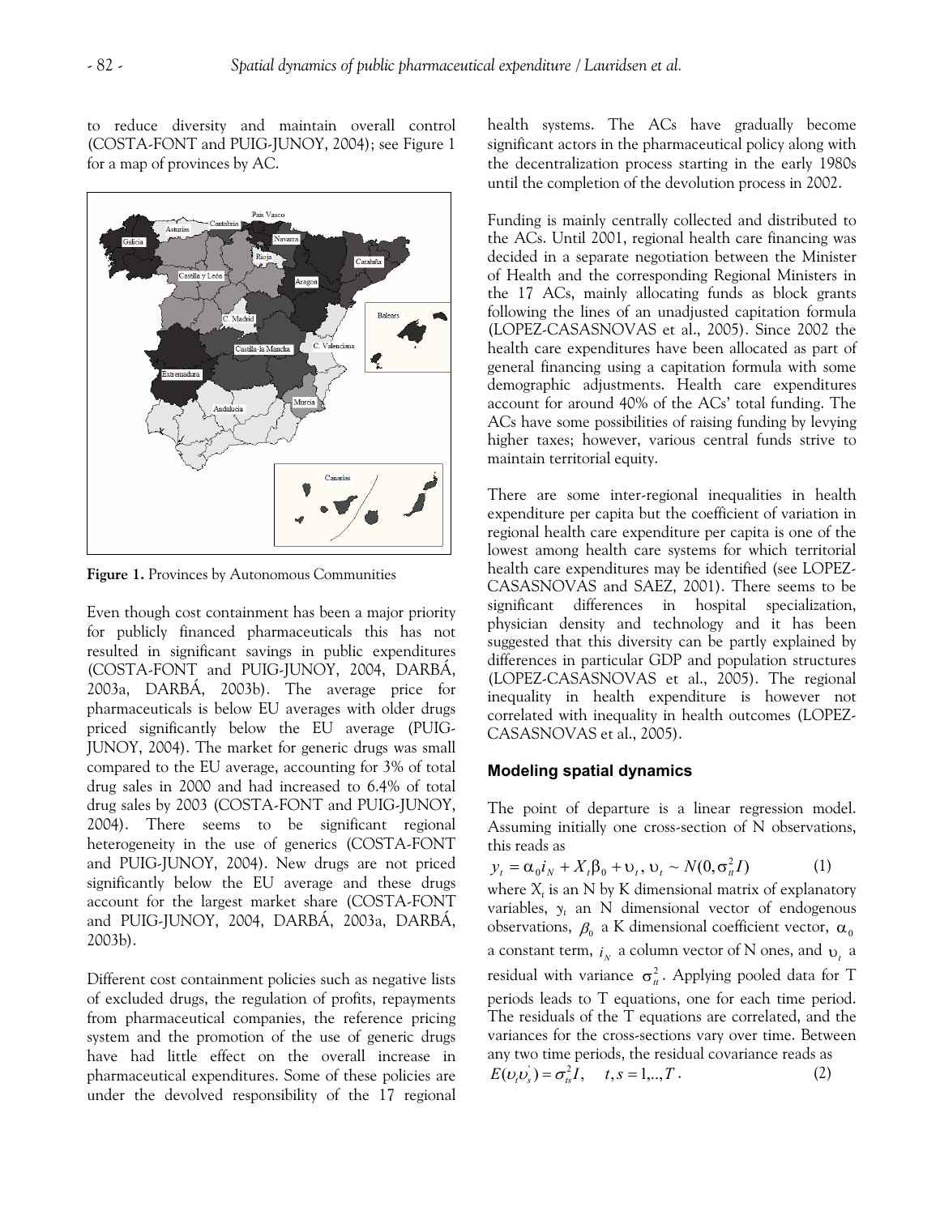to reduce diversity and maintain overall control (COSTA-FONT and PUIG-JUNOY, 2004); see Figure 1 for a map of provinces by AC.

**Figure 1.** Provinces by Autonomous Communities

Even though cost containment has been a major priority for publicly financed pharmaceuticals this has not resulted in significant savings in public expenditures (COSTA-FONT and PUIG-JUNOY, 2004, DARBÁ, 2003a, DARBÁ, 2003b). The average price for pharmaceuticals is below EU averages with older drugs priced significantly below the EU average (PUIG-JUNOY, 2004). The market for generic drugs was small compared to the EU average, accounting for 3% of total drug sales in 2000 and had increased to 6.4% of total drug sales by 2003 (COSTA-FONT and PUIG-JUNOY, 2004). There seems to be significant regional heterogeneity in the use of generics (COSTA-FONT and PUIG-JUNOY, 2004). New drugs are not priced significantly below the EU average and these drugs account for the largest market share (COSTA-FONT and PUIG-JUNOY, 2004, DARBÁ, 2003a, DARBÁ, 2003b).

Different cost containment policies such as negative lists of excluded drugs, the regulation of profits, repayments from pharmaceutical companies, the reference pricing system and the promotion of the use of generic drugs have had little effect on the overall increase in pharmaceutical expenditures. Some of these policies are under the devolved responsibility of the 17 regional health systems. The ACs have gradually become significant actors in the pharmaceutical policy along with the decentralization process starting in the early 1980s until the completion of the devolution process in 2002.

Funding is mainly centrally collected and distributed to the ACs. Until 2001, regional health care financing was decided in a separate negotiation between the Minister of Health and the corresponding Regional Ministers in the 17 ACs, mainly allocating funds as block grants following the lines of an unadjusted capitation formula (LOPEZ-CASASNOVAS et al., 2005). Since 2002 the health care expenditures have been allocated as part of general financing using a capitation formula with some demographic adjustments. Health care expenditures account for around 40% of the ACs' total funding. The ACs have some possibilities of raising funding by levying higher taxes; however, various central funds strive to maintain territorial equity.

There are some inter-regional inequalities in health expenditure per capita but the coefficient of variation in regional health care expenditure per capita is one of the lowest among health care systems for which territorial health care expenditures may be identified (see LOPEZ-CASASNOVAS and SAEZ, 2001). There seems to be significant differences in hospital specialization, physician density and technology and it has been suggested that this diversity can be partly explained by differences in particular GDP and population structures (LOPEZ-CASASNOVAS et al., 2005). The regional inequality in health expenditure is however not correlated with inequality in health outcomes (LOPEZ-CASASNOVAS et al., 2005).

## Modeling spatial dynamics

The point of departure is a linear regression model. Assuming initially one cross-section of N observations, this reads as

$$y_t = \alpha_0 i_N + X_t \beta_0 + \upsilon_t,\ \upsilon_t \sim N(0, \sigma_{tt}^2 I) \qquad (1)$$

where $X_t$ is an N by K dimensional matrix of explanatory variables, $y_t$ an N dimensional vector of endogenous observations, $\beta_0$ a K dimensional coefficient vector, $\alpha_0$ a constant term, $i_N$ a column vector of N ones, and $\upsilon_t$ a residual with variance $\sigma_{tt}^2$. Applying pooled data for T periods leads to T equations, one for each time period. The residuals of the T equations are correlated, and the variances for the cross-sections vary over time. Between any two time periods, the residual covariance reads as

$$E(\upsilon_t \upsilon_s^{'}) = \sigma_{ts}^2 I, \quad t, s = 1,..,T. \qquad (2)$$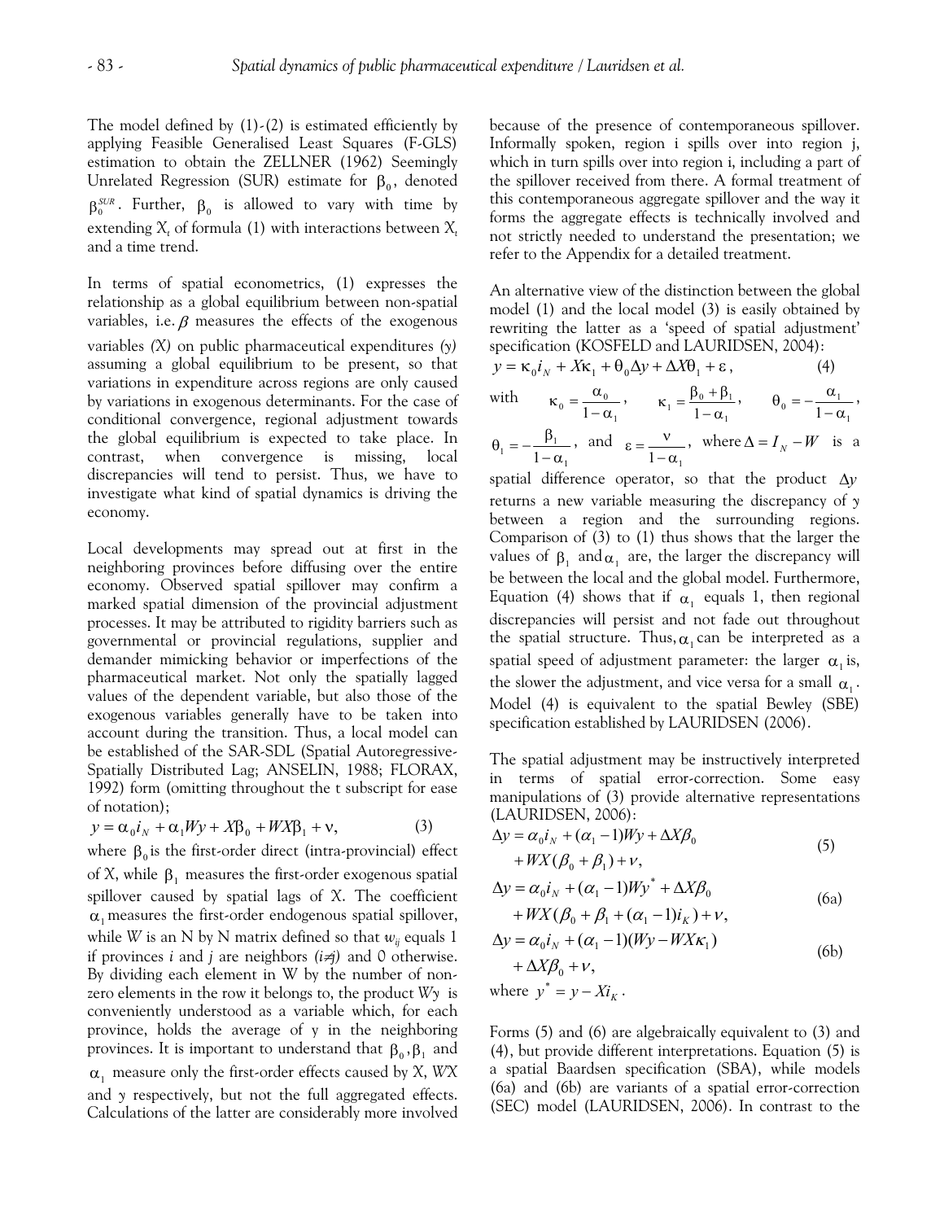The model defined by (1)-(2) is estimated efficiently by applying Feasible Generalised Least Squares (F-GLS) estimation to obtain the ZELLNER (1962) Seemingly Unrelated Regression (SUR) estimate for $\beta_0$, denoted $\beta_0^{SUR}$. Further, $\beta_0$ is allowed to vary with time by extending $X_t$ of formula (1) with interactions between $X_t$ and a time trend.

In terms of spatial econometrics, (1) expresses the relationship as a global equilibrium between non-spatial variables, i.e. $\beta$ measures the effects of the exogenous variables *(X)* on public pharmaceutical expenditures *(y)* assuming a global equilibrium to be present, so that variations in expenditure across regions are only caused by variations in exogenous determinants. For the case of conditional convergence, regional adjustment towards the global equilibrium is expected to take place. In contrast, when convergence is missing, local discrepancies will tend to persist. Thus, we have to investigate what kind of spatial dynamics is driving the economy.

Local developments may spread out at first in the neighboring provinces before diffusing over the entire economy. Observed spatial spillover may confirm a marked spatial dimension of the provincial adjustment processes. It may be attributed to rigidity barriers such as governmental or provincial regulations, supplier and demander mimicking behavior or imperfections of the pharmaceutical market. Not only the spatially lagged values of the dependent variable, but also those of the exogenous variables generally have to be taken into account during the transition. Thus, a local model can be established of the SAR-SDL (Spatial Autoregressive-Spatially Distributed Lag; ANSELIN, 1988; FLORAX, 1992) form (omitting throughout the t subscript for ease of notation);

$$y = \alpha_0 i_N + \alpha_1 Wy + X\beta_0 + WX\beta_1 + \nu, \tag{3}$$

where $\beta_0$ is the first-order direct (intra-provincial) effect of X, while $\beta_1$ measures the first-order exogenous spatial spillover caused by spatial lags of X. The coefficient $\alpha_1$ measures the first-order endogenous spatial spillover, while W is an N by N matrix defined so that $w_{ij}$ equals 1 if provinces *i* and *j* are neighbors *(i≠j)* and 0 otherwise. By dividing each element in W by the number of non-zero elements in the row it belongs to, the product *Wy* is conveniently understood as a variable which, for each province, holds the average of y in the neighboring provinces. It is important to understand that $\beta_0, \beta_1$ and $\alpha_1$ measure only the first-order effects caused by X, *WX* and y respectively, but not the full aggregated effects. Calculations of the latter are considerably more involved because of the presence of contemporaneous spillover. Informally spoken, region i spills over into region j, which in turn spills over into region i, including a part of the spillover received from there. A formal treatment of this contemporaneous aggregate spillover and the way it forms the aggregate effects is technically involved and not strictly needed to understand the presentation; we refer to the Appendix for a detailed treatment.

An alternative view of the distinction between the global model (1) and the local model (3) is easily obtained by rewriting the latter as a 'speed of spatial adjustment' specification (KOSFELD and LAURIDSEN, 2004):

$$y = \kappa_0 i_N + X\kappa_1 + \theta_0 \Delta y + \Delta X \theta_1 + \varepsilon, \tag{4}$$

with $\kappa_0 = \frac{\alpha_0}{1-\alpha_1}$, $\kappa_1 = \frac{\beta_0 + \beta_1}{1-\alpha_1}$, $\theta_0 = -\frac{\alpha_1}{1-\alpha_1}$, $\theta_1 = -\frac{\beta_1}{1-\alpha_1}$, and $\varepsilon = \frac{\nu}{1-\alpha_1}$, where $\Delta = I_N - W$ is a spatial difference operator, so that the product $\Delta y$ returns a new variable measuring the discrepancy of y between a region and the surrounding regions. Comparison of (3) to (1) thus shows that the larger the values of $\beta_1$ and $\alpha_1$ are, the larger the discrepancy will be between the local and the global model. Furthermore, Equation (4) shows that if $\alpha_1$ equals 1, then regional discrepancies will persist and not fade out throughout the spatial structure. Thus, $\alpha_1$ can be interpreted as a spatial speed of adjustment parameter: the larger $\alpha_1$ is, the slower the adjustment, and vice versa for a small $\alpha_1$. Model (4) is equivalent to the spatial Bewley (SBE) specification established by LAURIDSEN (2006).

The spatial adjustment may be instructively interpreted in terms of spatial error-correction. Some easy manipulations of (3) provide alternative representations (LAURIDSEN, 2006):

$$\Delta y = \alpha_0 i_N + (\alpha_1 - 1)Wy + \Delta X\beta_0 + WX(\beta_0 + \beta_1) + \nu, \tag{5}$$

$$\Delta y = \alpha_0 i_N + (\alpha_1 - 1)Wy^* + \Delta X\beta_0 + WX(\beta_0 + \beta_1 + (\alpha_1 - 1)i_K) + \nu, \tag{6a}$$

$$\Delta y = \alpha_0 i_N + (\alpha_1 - 1)(Wy - WX\kappa_1) + \Delta X\beta_0 + \nu, \tag{6b}$$

where $y^* = y - Xi_K$.

Forms (5) and (6) are algebraically equivalent to (3) and (4), but provide different interpretations. Equation (5) is a spatial Baardsen specification (SBA), while models (6a) and (6b) are variants of a spatial error-correction (SEC) model (LAURIDSEN, 2006). In contrast to the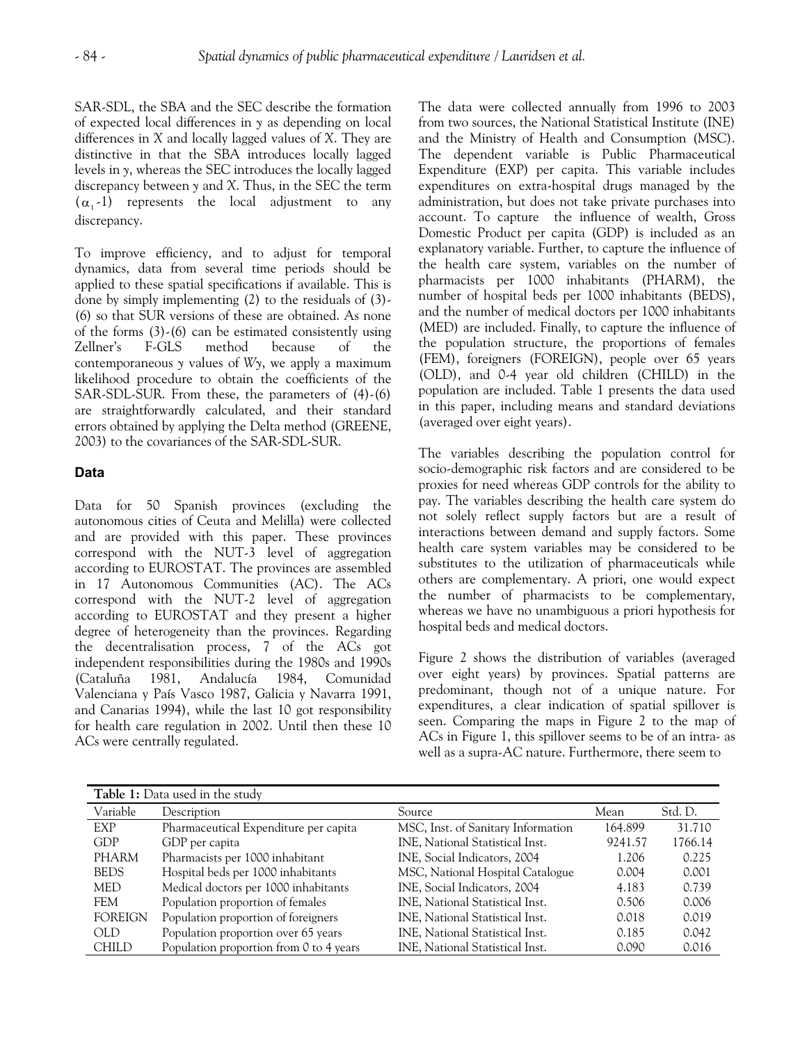SAR-SDL, the SBA and the SEC describe the formation of expected local differences in $y$ as depending on local differences in $X$ and locally lagged values of $X$. They are distinctive in that the SBA introduces locally lagged levels in $y$, whereas the SEC introduces the locally lagged discrepancy between $y$ and $X$. Thus, in the SEC the term $(\alpha_1\text{-}1)$ represents the local adjustment to any discrepancy.

To improve efficiency, and to adjust for temporal dynamics, data from several time periods should be applied to these spatial specifications if available. This is done by simply implementing (2) to the residuals of (3)-(6) so that SUR versions of these are obtained. As none of the forms (3)-(6) can be estimated consistently using Zellner's F-GLS method because of the contemporaneous $y$ values of $Wy$, we apply a maximum likelihood procedure to obtain the coefficients of the SAR-SDL-SUR. From these, the parameters of (4)-(6) are straightforwardly calculated, and their standard errors obtained by applying the Delta method (GREENE, 2003) to the covariances of the SAR-SDL-SUR.

## Data

Data for 50 Spanish provinces (excluding the autonomous cities of Ceuta and Melilla) were collected and are provided with this paper. These provinces correspond with the NUT-3 level of aggregation according to EUROSTAT. The provinces are assembled in 17 Autonomous Communities (AC). The ACs correspond with the NUT-2 level of aggregation according to EUROSTAT and they present a higher degree of heterogeneity than the provinces. Regarding the decentralisation process, 7 of the ACs got independent responsibilities during the 1980s and 1990s (Cataluña 1981, Andalucía 1984, Comunidad Valenciana y País Vasco 1987, Galicia y Navarra 1991, and Canarias 1994), while the last 10 got responsibility for health care regulation in 2002. Until then these 10 ACs were centrally regulated.

The data were collected annually from 1996 to 2003 from two sources, the National Statistical Institute (INE) and the Ministry of Health and Consumption (MSC). The dependent variable is Public Pharmaceutical Expenditure (EXP) per capita. This variable includes expenditures on extra-hospital drugs managed by the administration, but does not take private purchases into account. To capture the influence of wealth, Gross Domestic Product per capita (GDP) is included as an explanatory variable. Further, to capture the influence of the health care system, variables on the number of pharmacists per 1000 inhabitants (PHARM), the number of hospital beds per 1000 inhabitants (BEDS), and the number of medical doctors per 1000 inhabitants (MED) are included. Finally, to capture the influence of the population structure, the proportions of females (FEM), foreigners (FOREIGN), people over 65 years (OLD), and 0-4 year old children (CHILD) in the population are included. Table 1 presents the data used in this paper, including means and standard deviations (averaged over eight years).

The variables describing the population control for socio-demographic risk factors and are considered to be proxies for need whereas GDP controls for the ability to pay. The variables describing the health care system do not solely reflect supply factors but are a result of interactions between demand and supply factors. Some health care system variables may be considered to be substitutes to the utilization of pharmaceuticals while others are complementary. A priori, one would expect the number of pharmacists to be complementary, whereas we have no unambiguous a priori hypothesis for hospital beds and medical doctors.

Figure 2 shows the distribution of variables (averaged over eight years) by provinces. Spatial patterns are predominant, though not of a unique nature. For expenditures, a clear indication of spatial spillover is seen. Comparing the maps in Figure 2 to the map of ACs in Figure 1, this spillover seems to be of an intra- as well as a supra-AC nature. Furthermore, there seem to

**Table 1:** Data used in the study

| Variable | Description | Source | Mean | Std. D. |
|---|---|---|---|---|
| EXP | Pharmaceutical Expenditure per capita | MSC, Inst. of Sanitary Information | 164.899 | 31.710 |
| GDP | GDP per capita | INE, National Statistical Inst. | 9241.57 | 1766.14 |
| PHARM | Pharmacists per 1000 inhabitant | INE, Social Indicators, 2004 | 1.206 | 0.225 |
| BEDS | Hospital beds per 1000 inhabitants | MSC, National Hospital Catalogue | 0.004 | 0.001 |
| MED | Medical doctors per 1000 inhabitants | INE, Social Indicators, 2004 | 4.183 | 0.739 |
| FEM | Population proportion of females | INE, National Statistical Inst. | 0.506 | 0.006 |
| FOREIGN | Population proportion of foreigners | INE, National Statistical Inst. | 0.018 | 0.019 |
| OLD | Population proportion over 65 years | INE, National Statistical Inst. | 0.185 | 0.042 |
| CHILD | Population proportion from 0 to 4 years | INE, National Statistical Inst. | 0.090 | 0.016 |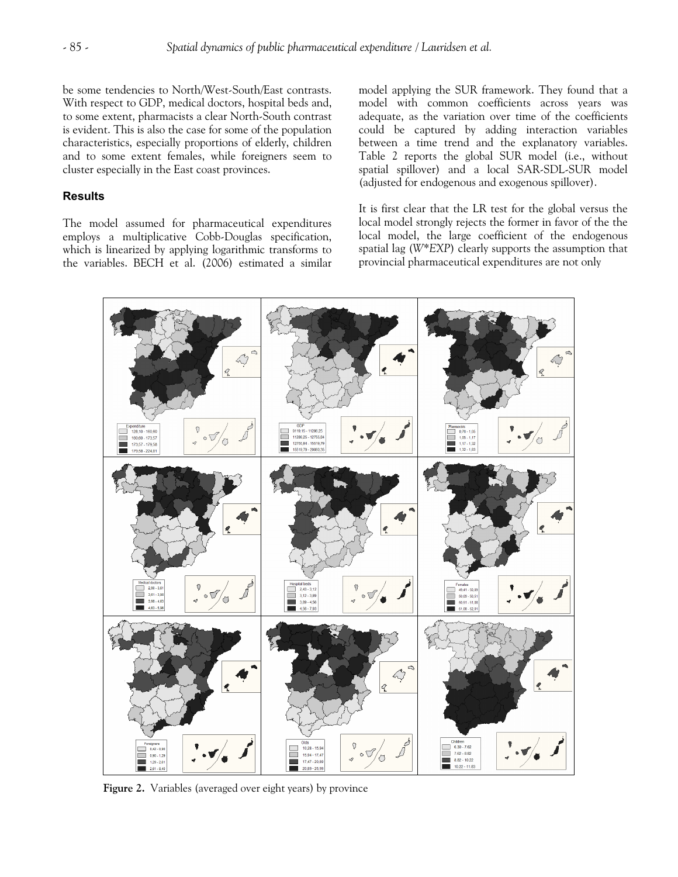be some tendencies to North/West-South/East contrasts. With respect to GDP, medical doctors, hospital beds and, to some extent, pharmacists a clear North-South contrast is evident. This is also the case for some of the population characteristics, especially proportions of elderly, children and to some extent females, while foreigners seem to cluster especially in the East coast provinces.

## Results

The model assumed for pharmaceutical expenditures employs a multiplicative Cobb-Douglas specification, which is linearized by applying logarithmic transforms to the variables. BECH et al. (2006) estimated a similar model applying the SUR framework. They found that a model with common coefficients across years was adequate, as the variation over time of the coefficients could be captured by adding interaction variables between a time trend and the explanatory variables. Table 2 reports the global SUR model (i.e., without spatial spillover) and a local SAR-SDL-SUR model (adjusted for endogenous and exogenous spillover).

It is first clear that the LR test for the global versus the local model strongly rejects the former in favor of the the local model, the large coefficient of the endogenous spatial lag (*W\*EXP*) clearly supports the assumption that provincial pharmaceutical expenditures are not only

**Figure 2.** Variables (averaged over eight years) by province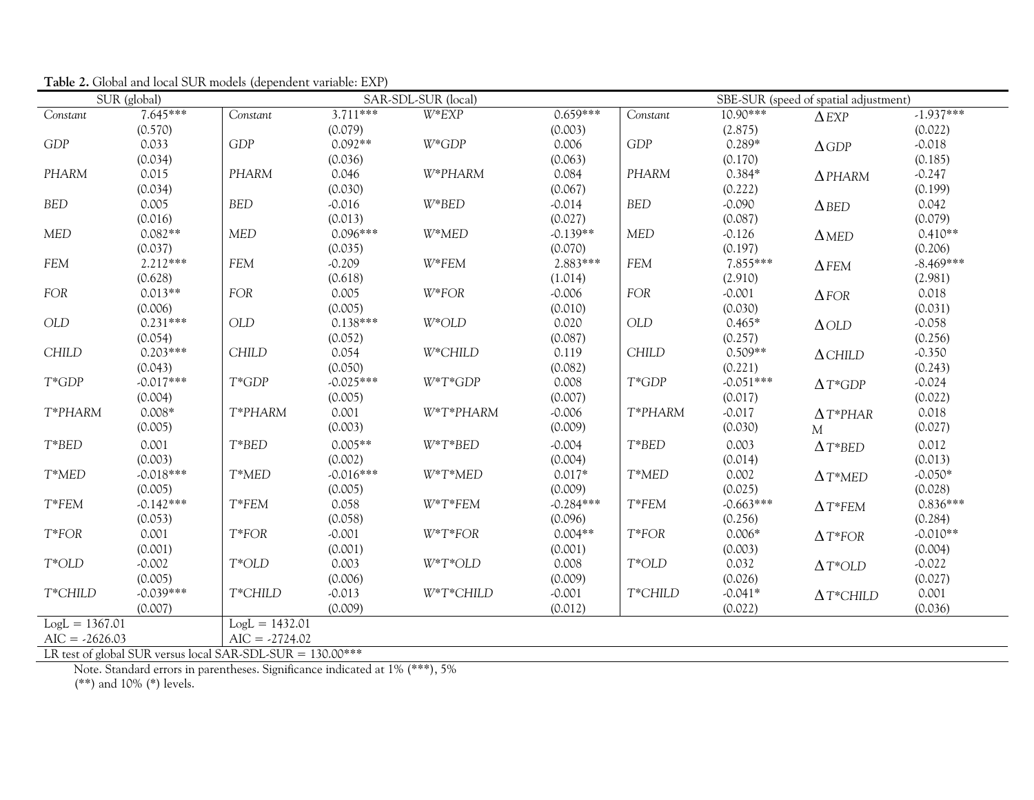**Table 2.** Global and local SUR models (dependent variable: EXP)

| SUR (global) | | SAR-SDL-SUR (local) | | | | SBE-SUR (speed of spatial adjustment) | | | |
|---|---|---|---|---|---|---|---|---|---|
| *Constant* | 7.645*** (0.570) | *Constant* | 3.711*** (0.079) | *W\*EXP* | 0.659*** (0.003) | *Constant* | 10.90*** (2.875) | $\Delta EXP$ | -1.937*** (0.022) |
| *GDP* | 0.033 (0.034) | *GDP* | 0.092** (0.036) | *W\*GDP* | 0.006 (0.063) | *GDP* | 0.289* (0.170) | $\Delta GDP$ | -0.018 (0.185) |
| *PHARM* | 0.015 (0.034) | *PHARM* | 0.046 (0.030) | *W\*PHARM* | 0.084 (0.067) | *PHARM* | 0.384* (0.222) | $\Delta PHARM$ | -0.247 (0.199) |
| *BED* | 0.005 (0.016) | *BED* | -0.016 (0.013) | *W\*BED* | -0.014 (0.027) | *BED* | -0.090 (0.087) | $\Delta BED$ | 0.042 (0.079) |
| *MED* | 0.082** (0.037) | *MED* | 0.096*** (0.035) | *W\*MED* | -0.139** (0.070) | *MED* | -0.126 (0.197) | $\Delta MED$ | 0.410** (0.206) |
| *FEM* | 2.212*** (0.628) | *FEM* | -0.209 (0.618) | *W\*FEM* | 2.883*** (1.014) | *FEM* | 7.855*** (2.910) | $\Delta FEM$ | -8.469*** (2.981) |
| *FOR* | 0.013** (0.006) | *FOR* | 0.005 (0.005) | *W\*FOR* | -0.006 (0.010) | *FOR* | -0.001 (0.030) | $\Delta FOR$ | 0.018 (0.031) |
| *OLD* | 0.231*** (0.054) | *OLD* | 0.138*** (0.052) | *W\*OLD* | 0.020 (0.087) | *OLD* | 0.465* (0.257) | $\Delta OLD$ | -0.058 (0.256) |
| *CHILD* | 0.203*** (0.043) | *CHILD* | 0.054 (0.050) | *W\*CHILD* | 0.119 (0.082) | *CHILD* | 0.509** (0.221) | $\Delta CHILD$ | -0.350 (0.243) |
| *T\*GDP* | -0.017*** (0.004) | *T\*GDP* | -0.025*** (0.005) | *W\*T\*GDP* | 0.008 (0.007) | *T\*GDP* | -0.051*** (0.017) | $\Delta T*GDP$ | -0.024 (0.022) |
| *T\*PHARM* | 0.008* (0.005) | *T\*PHARM* | 0.001 (0.003) | *W\*T\*PHARM* | -0.006 (0.009) | *T\*PHARM* | -0.017 (0.030) | $\Delta T*PHARM$ | 0.018 (0.027) |
| *T\*BED* | 0.001 (0.003) | *T\*BED* | 0.005** (0.002) | *W\*T\*BED* | -0.004 (0.004) | *T\*BED* | 0.003 (0.014) | $\Delta T*BED$ | 0.012 (0.013) |
| *T\*MED* | -0.018*** (0.005) | *T\*MED* | -0.016*** (0.005) | *W\*T\*MED* | 0.017* (0.009) | *T\*MED* | 0.002 (0.025) | $\Delta T*MED$ | -0.050* (0.028) |
| *T\*FEM* | -0.142*** (0.053) | *T\*FEM* | 0.058 (0.058) | *W\*T\*FEM* | -0.284*** (0.096) | *T\*FEM* | -0.663*** (0.256) | $\Delta T*FEM$ | 0.836*** (0.284) |
| *T\*FOR* | 0.001 (0.001) | *T\*FOR* | -0.001 (0.001) | *W\*T\*FOR* | 0.004** (0.001) | *T\*FOR* | 0.006* (0.003) | $\Delta T*FOR$ | -0.010** (0.004) |
| *T\*OLD* | -0.002 (0.005) | *T\*OLD* | 0.003 (0.006) | *W\*T\*OLD* | 0.008 (0.009) | *T\*OLD* | 0.032 (0.026) | $\Delta T*OLD$ | -0.022 (0.027) |
| *T\*CHILD* | -0.039*** (0.007) | *T\*CHILD* | -0.013 (0.009) | *W\*T\*CHILD* | -0.001 (0.012) | *T\*CHILD* | -0.041* (0.022) | $\Delta T*CHILD$ | 0.001 (0.036) |
| LogL = 1367.01 | | LogL = 1432.01 | | | | | | | |
| AIC = -2626.03 | | AIC = -2724.02 | | | | | | | |
| LR test of global SUR versus local SAR-SDL-SUR = 130.00*** | | | | | | | | | |

Note. Standard errors in parentheses. Significance indicated at 1% (***), 5% (**) and 10% (*) levels.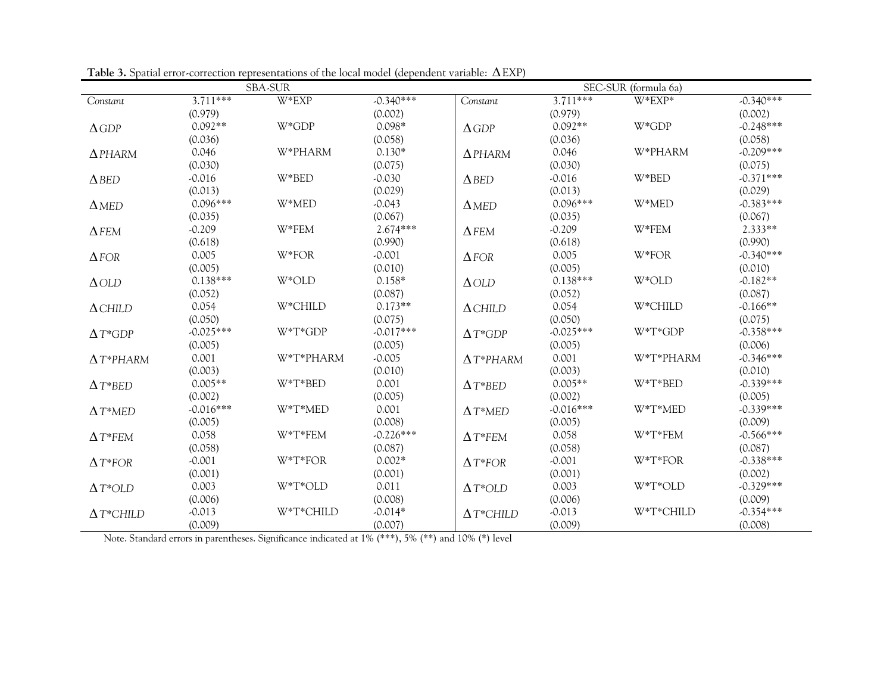**Table 3.** Spatial error-correction representations of the local model (dependent variable: $\Delta$EXP)

| SBA-SUR | | | | SEC-SUR (formula 6a) | | | |
|---|---|---|---|---|---|---|---|
| *Constant* | 3.711*** | W*EXP | -0.340*** | *Constant* | 3.711*** | W*EXP* | -0.340*** |
| | (0.979) | | (0.002) | | (0.979) | | (0.002) |
| $\Delta GDP$ | 0.092** | W*GDP | 0.098* | $\Delta GDP$ | 0.092** | W*GDP | -0.248*** |
| | (0.036) | | (0.058) | | (0.036) | | (0.058) |
| $\Delta PHARM$ | 0.046 | W*PHARM | 0.130* | $\Delta PHARM$ | 0.046 | W*PHARM | -0.209*** |
| | (0.030) | | (0.075) | | (0.030) | | (0.075) |
| $\Delta BED$ | -0.016 | W*BED | -0.030 | $\Delta BED$ | -0.016 | W*BED | -0.371*** |
| | (0.013) | | (0.029) | | (0.013) | | (0.029) |
| $\Delta MED$ | 0.096*** | W*MED | -0.043 | $\Delta MED$ | 0.096*** | W*MED | -0.383*** |
| | (0.035) | | (0.067) | | (0.035) | | (0.067) |
| $\Delta FEM$ | -0.209 | W*FEM | 2.674*** | $\Delta FEM$ | -0.209 | W*FEM | 2.333** |
| | (0.618) | | (0.990) | | (0.618) | | (0.990) |
| $\Delta FOR$ | 0.005 | W*FOR | -0.001 | $\Delta FOR$ | 0.005 | W*FOR | -0.340*** |
| | (0.005) | | (0.010) | | (0.005) | | (0.010) |
| $\Delta OLD$ | 0.138*** | W*OLD | 0.158* | $\Delta OLD$ | 0.138*** | W*OLD | -0.182** |
| | (0.052) | | (0.087) | | (0.052) | | (0.087) |
| $\Delta CHILD$ | 0.054 | W*CHILD | 0.173** | $\Delta CHILD$ | 0.054 | W*CHILD | -0.166** |
| | (0.050) | | (0.075) | | (0.050) | | (0.075) |
| $\Delta T{*}GDP$ | -0.025*** | W*T*GDP | -0.017*** | $\Delta T{*}GDP$ | -0.025*** | W*T*GDP | -0.358*** |
| | (0.005) | | (0.005) | | (0.005) | | (0.006) |
| $\Delta T{*}PHARM$ | 0.001 | W*T*PHARM | -0.005 | $\Delta T{*}PHARM$ | 0.001 | W*T*PHARM | -0.346*** |
| | (0.003) | | (0.010) | | (0.003) | | (0.010) |
| $\Delta T{*}BED$ | 0.005** | W*T*BED | 0.001 | $\Delta T{*}BED$ | 0.005** | W*T*BED | -0.339*** |
| | (0.002) | | (0.005) | | (0.002) | | (0.005) |
| $\Delta T{*}MED$ | -0.016*** | W*T*MED | 0.001 | $\Delta T{*}MED$ | -0.016*** | W*T*MED | -0.339*** |
| | (0.005) | | (0.008) | | (0.005) | | (0.009) |
| $\Delta T{*}FEM$ | 0.058 | W*T*FEM | -0.226*** | $\Delta T{*}FEM$ | 0.058 | W*T*FEM | -0.566*** |
| | (0.058) | | (0.087) | | (0.058) | | (0.087) |
| $\Delta T{*}FOR$ | -0.001 | W*T*FOR | 0.002* | $\Delta T{*}FOR$ | -0.001 | W*T*FOR | -0.338*** |
| | (0.001) | | (0.001) | | (0.001) | | (0.002) |
| $\Delta T{*}OLD$ | 0.003 | W*T*OLD | 0.011 | $\Delta T{*}OLD$ | 0.003 | W*T*OLD | -0.329*** |
| | (0.006) | | (0.008) | | (0.006) | | (0.009) |
| $\Delta T{*}CHILD$ | -0.013 | W*T*CHILD | -0.014* | $\Delta T{*}CHILD$ | -0.013 | W*T*CHILD | -0.354*** |
| | (0.009) | | (0.007) | | (0.009) | | (0.008) |

Note. Standard errors in parentheses. Significance indicated at 1% (***), 5% (**) and 10% (*) level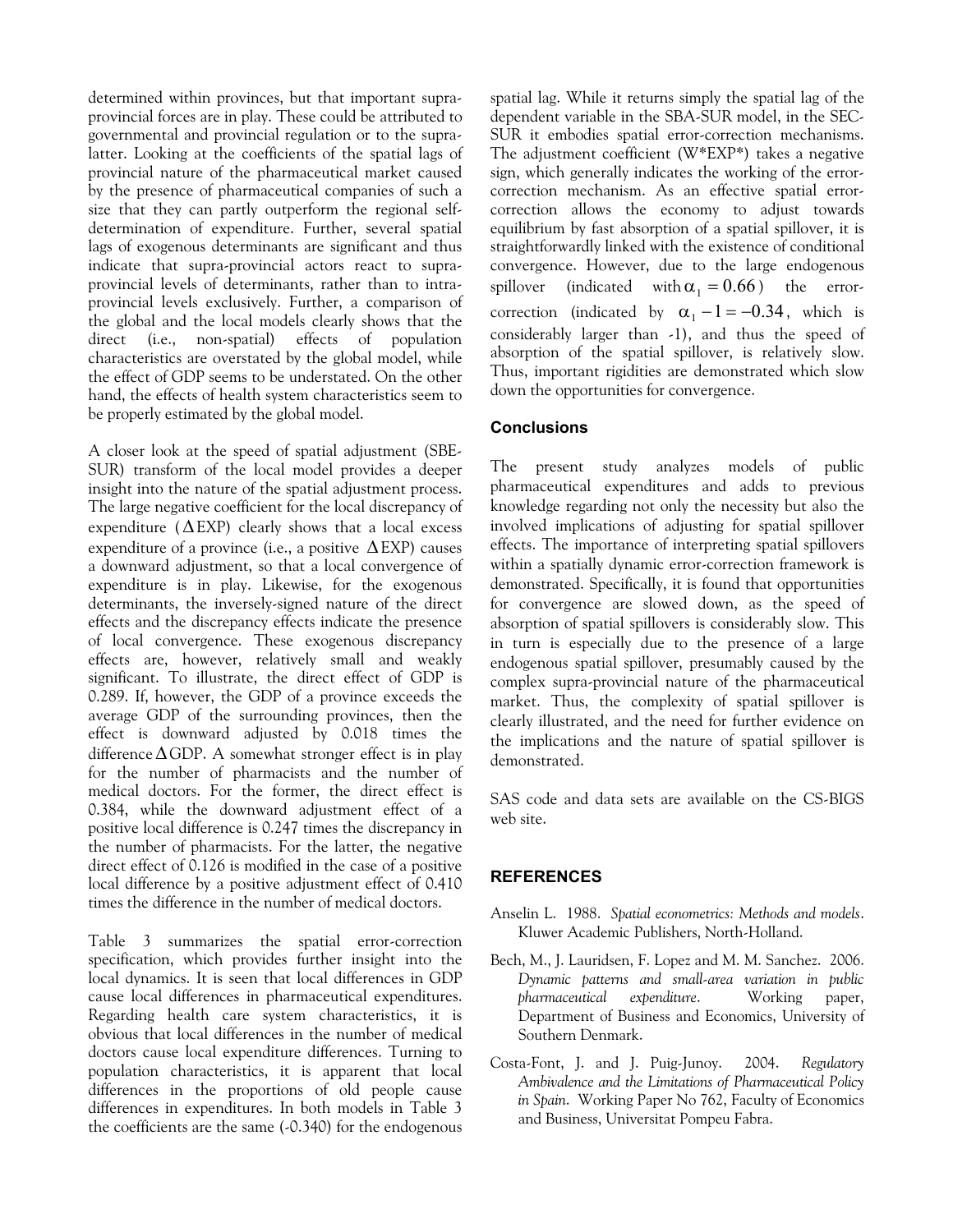determined within provinces, but that important supra-provincial forces are in play. These could be attributed to governmental and provincial regulation or to the supra-latter. Looking at the coefficients of the spatial lags of provincial nature of the pharmaceutical market caused by the presence of pharmaceutical companies of such a size that they can partly outperform the regional self-determination of expenditure. Further, several spatial lags of exogenous determinants are significant and thus indicate that supra-provincial actors react to supra-provincial levels of determinants, rather than to intra-provincial levels exclusively. Further, a comparison of the global and the local models clearly shows that the direct (i.e., non-spatial) effects of population characteristics are overstated by the global model, while the effect of GDP seems to be understated. On the other hand, the effects of health system characteristics seem to be properly estimated by the global model.

A closer look at the speed of spatial adjustment (SBE-SUR) transform of the local model provides a deeper insight into the nature of the spatial adjustment process. The large negative coefficient for the local discrepancy of expenditure ($\Delta$EXP) clearly shows that a local excess expenditure of a province (i.e., a positive $\Delta$EXP) causes a downward adjustment, so that a local convergence of expenditure is in play. Likewise, for the exogenous determinants, the inversely-signed nature of the direct effects and the discrepancy effects indicate the presence of local convergence. These exogenous discrepancy effects are, however, relatively small and weakly significant. To illustrate, the direct effect of GDP is 0.289. If, however, the GDP of a province exceeds the average GDP of the surrounding provinces, then the effect is downward adjusted by 0.018 times the difference $\Delta$GDP. A somewhat stronger effect is in play for the number of pharmacists and the number of medical doctors. For the former, the direct effect is 0.384, while the downward adjustment effect of a positive local difference is 0.247 times the discrepancy in the number of pharmacists. For the latter, the negative direct effect of 0.126 is modified in the case of a positive local difference by a positive adjustment effect of 0.410 times the difference in the number of medical doctors.

Table 3 summarizes the spatial error-correction specification, which provides further insight into the local dynamics. It is seen that local differences in GDP cause local differences in pharmaceutical expenditures. Regarding health care system characteristics, it is obvious that local differences in the number of medical doctors cause local expenditure differences. Turning to population characteristics, it is apparent that local differences in the proportions of old people cause differences in expenditures. In both models in Table 3 the coefficients are the same (-0.340) for the endogenous spatial lag. While it returns simply the spatial lag of the dependent variable in the SBA-SUR model, in the SEC-SUR it embodies spatial error-correction mechanisms. The adjustment coefficient (W*EXP*) takes a negative sign, which generally indicates the working of the error-correction mechanism. As an effective spatial error-correction allows the economy to adjust towards equilibrium by fast absorption of a spatial spillover, it is straightforwardly linked with the existence of conditional convergence. However, due to the large endogenous spillover (indicated with $\alpha_1 = 0.66$) the error-correction (indicated by $\alpha_1 - 1 = -0.34$, which is considerably larger than -1), and thus the speed of absorption of the spatial spillover, is relatively slow. Thus, important rigidities are demonstrated which slow down the opportunities for convergence.

## Conclusions

The present study analyzes models of public pharmaceutical expenditures and adds to previous knowledge regarding not only the necessity but also the involved implications of adjusting for spatial spillover effects. The importance of interpreting spatial spillovers within a spatially dynamic error-correction framework is demonstrated. Specifically, it is found that opportunities for convergence are slowed down, as the speed of absorption of spatial spillovers is considerably slow. This in turn is especially due to the presence of a large endogenous spatial spillover, presumably caused by the complex supra-provincial nature of the pharmaceutical market. Thus, the complexity of spatial spillover is clearly illustrated, and the need for further evidence on the implications and the nature of spatial spillover is demonstrated.

SAS code and data sets are available on the CS-BIGS web site.

## REFERENCES

Anselin L. 1988. *Spatial econometrics: Methods and models*. Kluwer Academic Publishers, North-Holland.

Bech, M., J. Lauridsen, F. Lopez and M. M. Sanchez. 2006. *Dynamic patterns and small-area variation in public pharmaceutical expenditure*. Working paper, Department of Business and Economics, University of Southern Denmark.

Costa-Font, J. and J. Puig-Junoy. 2004. *Regulatory Ambivalence and the Limitations of Pharmaceutical Policy in Spain*. Working Paper No 762, Faculty of Economics and Business, Universitat Pompeu Fabra.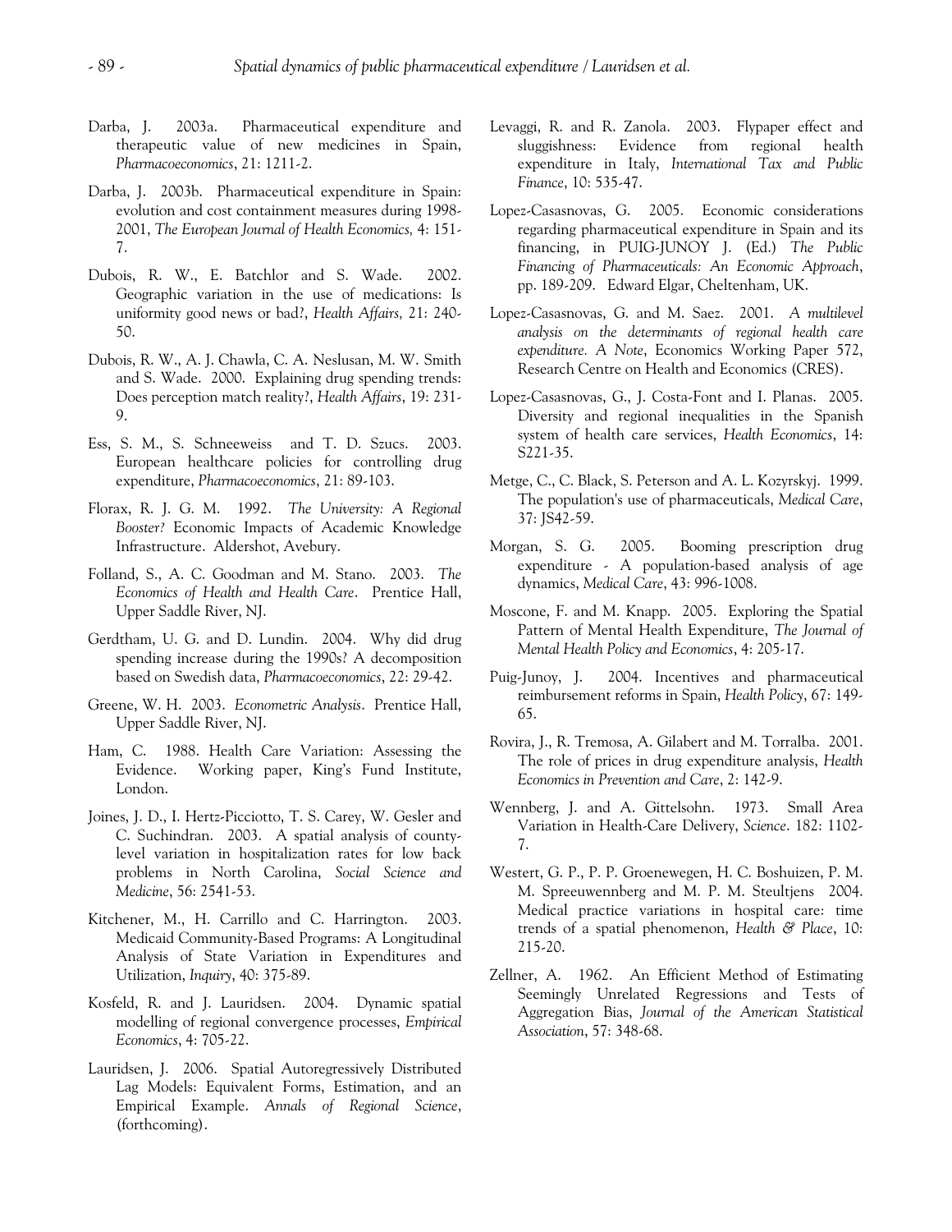Darba, J. 2003a. Pharmaceutical expenditure and therapeutic value of new medicines in Spain, *Pharmacoeconomics*, 21: 1211-2.

Darba, J. 2003b. Pharmaceutical expenditure in Spain: evolution and cost containment measures during 1998-2001, *The European Journal of Health Economics,* 4: 151-7.

Dubois, R. W., E. Batchlor and S. Wade. 2002. Geographic variation in the use of medications: Is uniformity good news or bad?, *Health Affairs,* 21: 240-50.

Dubois, R. W., A. J. Chawla, C. A. Neslusan, M. W. Smith and S. Wade. 2000. Explaining drug spending trends: Does perception match reality?, *Health Affairs*, 19: 231-9.

Ess, S. M., S. Schneeweiss and T. D. Szucs. 2003. European healthcare policies for controlling drug expenditure, *Pharmacoeconomics*, 21: 89-103.

Florax, R. J. G. M. 1992. *The University: A Regional Booster?* Economic Impacts of Academic Knowledge Infrastructure. Aldershot, Avebury.

Folland, S., A. C. Goodman and M. Stano. 2003. *The Economics of Health and Health Care*. Prentice Hall, Upper Saddle River, NJ.

Gerdtham, U. G. and D. Lundin. 2004. Why did drug spending increase during the 1990s? A decomposition based on Swedish data, *Pharmacoeconomics*, 22: 29-42.

Greene, W. H. 2003. *Econometric Analysis*. Prentice Hall, Upper Saddle River, NJ.

Ham, C. 1988. Health Care Variation: Assessing the Evidence. Working paper, King's Fund Institute, London.

Joines, J. D., I. Hertz-Picciotto, T. S. Carey, W. Gesler and C. Suchindran. 2003. A spatial analysis of county-level variation in hospitalization rates for low back problems in North Carolina, *Social Science and Medicine*, 56: 2541-53.

Kitchener, M., H. Carrillo and C. Harrington. 2003. Medicaid Community-Based Programs: A Longitudinal Analysis of State Variation in Expenditures and Utilization, *Inquiry*, 40: 375-89.

Kosfeld, R. and J. Lauridsen. 2004. Dynamic spatial modelling of regional convergence processes, *Empirical Economics*, 4: 705-22.

Lauridsen, J. 2006. Spatial Autoregressively Distributed Lag Models: Equivalent Forms, Estimation, and an Empirical Example. *Annals of Regional Science*, (forthcoming).

Levaggi, R. and R. Zanola. 2003. Flypaper effect and sluggishness: Evidence from regional health expenditure in Italy, *International Tax and Public Finance*, 10: 535-47.

Lopez-Casasnovas, G. 2005. Economic considerations regarding pharmaceutical expenditure in Spain and its financing, in PUIG-JUNOY J. (Ed.) *The Public Financing of Pharmaceuticals: An Economic Approach*, pp. 189-209. Edward Elgar, Cheltenham, UK.

Lopez-Casasnovas, G. and M. Saez. 2001. *A multilevel analysis on the determinants of regional health care expenditure. A Note*, Economics Working Paper 572, Research Centre on Health and Economics (CRES).

Lopez-Casasnovas, G., J. Costa-Font and I. Planas. 2005. Diversity and regional inequalities in the Spanish system of health care services, *Health Economics*, 14: S221-35.

Metge, C., C. Black, S. Peterson and A. L. Kozyrskyj. 1999. The population's use of pharmaceuticals, *Medical Care*, 37: JS42-59.

Morgan, S. G. 2005. Booming prescription drug expenditure - A population-based analysis of age dynamics, *Medical Care*, 43: 996-1008.

Moscone, F. and M. Knapp. 2005. Exploring the Spatial Pattern of Mental Health Expenditure, *The Journal of Mental Health Policy and Economics*, 4: 205-17.

Puig-Junoy, J. 2004. Incentives and pharmaceutical reimbursement reforms in Spain, *Health Policy*, 67: 149-65.

Rovira, J., R. Tremosa, A. Gilabert and M. Torralba. 2001. The role of prices in drug expenditure analysis, *Health Economics in Prevention and Care*, 2: 142-9.

Wennberg, J. and A. Gittelsohn. 1973. Small Area Variation in Health-Care Delivery, *Science*. 182: 1102-7.

Westert, G. P., P. P. Groenewegen, H. C. Boshuizen, P. M. M. Spreeuwennberg and M. P. M. Steultjens 2004. Medical practice variations in hospital care: time trends of a spatial phenomenon, *Health & Place*, 10: 215-20.

Zellner, A. 1962. An Efficient Method of Estimating Seemingly Unrelated Regressions and Tests of Aggregation Bias, *Journal of the American Statistical Association*, 57: 348-68.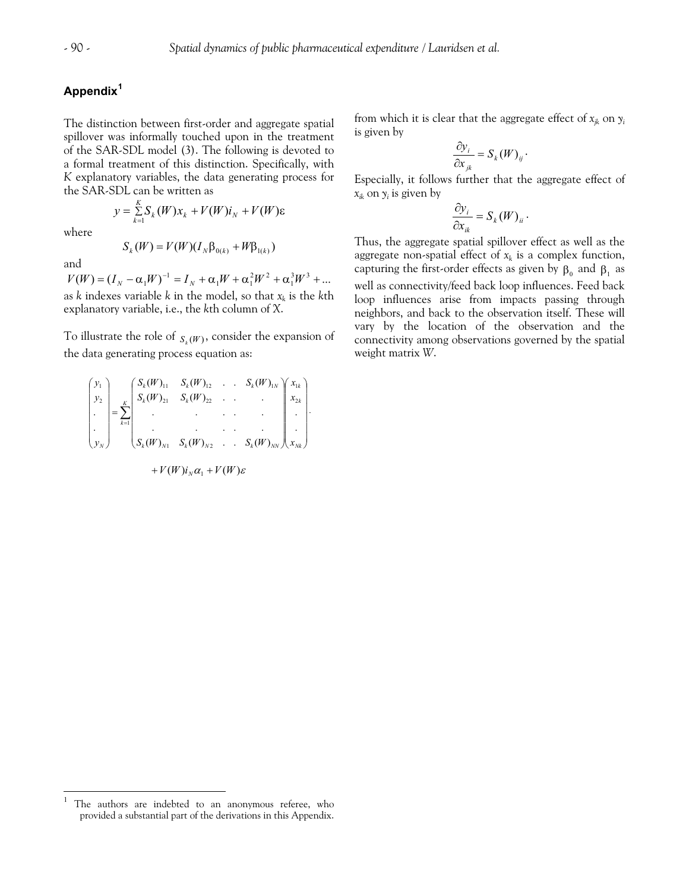## Appendix[1]

The distinction between first-order and aggregate spatial spillover was informally touched upon in the treatment of the SAR-SDL model (3). The following is devoted to a formal treatment of this distinction. Specifically, with $K$ explanatory variables, the data generating process for the SAR-SDL can be written as

$$y = \sum_{k=1}^{K} S_k(W)x_k + V(W)i_N + V(W)\varepsilon$$

where

$$S_k(W) = V(W)(I_N\beta_{0(k)} + W\beta_{1(k)})$$

and

$$V(W) = (I_N - \alpha_1 W)^{-1} = I_N + \alpha_1 W + \alpha_1^2 W^2 + \alpha_1^3 W^3 + \ldots$$

as $k$ indexes variable $k$ in the model, so that $x_k$ is the $k$th explanatory variable, i.e., the $k$th column of $X$.

To illustrate the role of $S_k(W)$, consider the expansion of the data generating process equation as:

$$\begin{pmatrix} y_1 \\ y_2 \\ . \\ . \\ y_N \end{pmatrix} = \sum_{k=1}^{K} \begin{pmatrix} S_k(W)_{11} & S_k(W)_{12} & . & . & S_k(W)_{1N} \\ S_k(W)_{21} & S_k(W)_{22} & . & . & . \\ . & . & . & . & . \\ . & . & . & . & . \\ S_k(W)_{N1} & S_k(W)_{N2} & . & . & S_k(W)_{NN} \end{pmatrix} \begin{pmatrix} x_{1k} \\ x_{2k} \\ . \\ . \\ x_{Nk} \end{pmatrix} + V(W)i_N\alpha_1 + V(W)\varepsilon$$

from which it is clear that the aggregate effect of $x_{jk}$ on $y_i$ is given by

$$\frac{\partial y_i}{\partial x_{jk}} = S_k(W)_{ij}.$$

Especially, it follows further that the aggregate effect of $x_{ik}$ on $y_i$ is given by

$$\frac{\partial y_i}{\partial x_{ik}} = S_k(W)_{ii}.$$

Thus, the aggregate spatial spillover effect as well as the aggregate non-spatial effect of $x_k$ is a complex function, capturing the first-order effects as given by $\beta_0$ and $\beta_1$ as well as connectivity/feed back loop influences. Feed back loop influences arise from impacts passing through neighbors, and back to the observation itself. These will vary by the location of the observation and the connectivity among observations governed by the spatial weight matrix $W$.

[1] The authors are indebted to an anonymous referee, who provided a substantial part of the derivations in this Appendix.